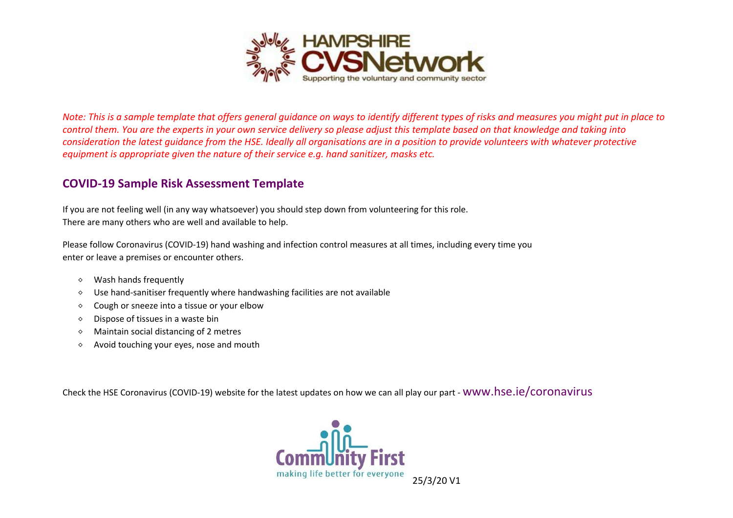*Note: This is a sample template that offers general guidance on ways to identify different types of risks and measures you might put in place to control them. You are the experts in your own service delivery so please adjust this template based on that knowledge and taking into consideration the latest guidance from the HSE. Ideally all organisations are in a position to provide volunteers with whatever protective equipment is appropriate given the nature of their service e.g. hand sanitizer, masks etc.*

## COVID-19 Sample Risk Assessment Template

If you are not feeling well (in any way whatsoever) you should step down from volunteering for this role.
There are many others who are well and available to help.

Please follow Coronavirus (COVID-19) hand washing and infection control measures at all times, including every time you enter or leave a premises or encounter others.

- Wash hands frequently
- Use hand-sanitiser frequently where handwashing facilities are not available
- Cough or sneeze into a tissue or your elbow
- Dispose of tissues in a waste bin
- Maintain social distancing of 2 metres
- Avoid touching your eyes, nose and mouth

Check the HSE Coronavirus (COVID-19) website for the latest updates on how we can all play our part - www.hse.ie/coronavirus

25/3/20 V1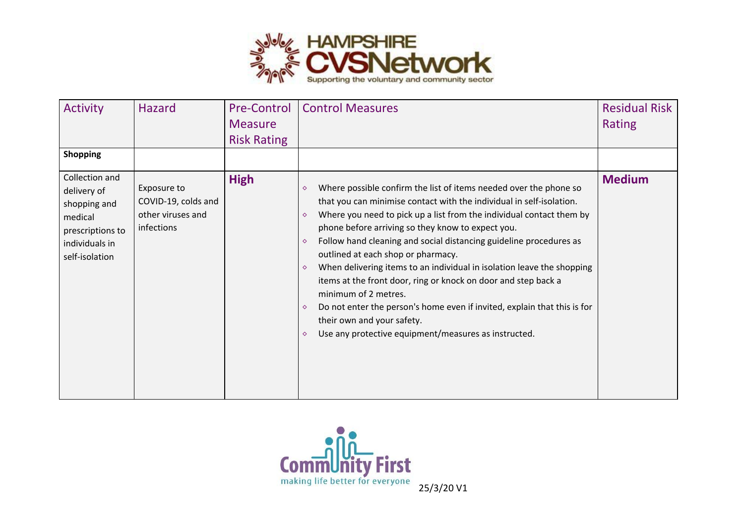| Activity | Hazard | Pre-Control Measure Risk Rating | Control Measures | Residual Risk Rating |
|---|---|---|---|---|
| **Shopping** | | | | |
| Collection and delivery of shopping and medical prescriptions to individuals in self-isolation | Exposure to COVID-19, colds and other viruses and infections | **High** | ◇ Where possible confirm the list of items needed over the phone so that you can minimise contact with the individual in self-isolation.<br>◇ Where you need to pick up a list from the individual contact them by phone before arriving so they know to expect you.<br>◇ Follow hand cleaning and social distancing guideline procedures as outlined at each shop or pharmacy.<br>◇ When delivering items to an individual in isolation leave the shopping items at the front door, ring or knock on door and step back a minimum of 2 metres.<br>◇ Do not enter the person's home even if invited, explain that this is for their own and your safety.<br>◇ Use any protective equipment/measures as instructed. | **Medium** |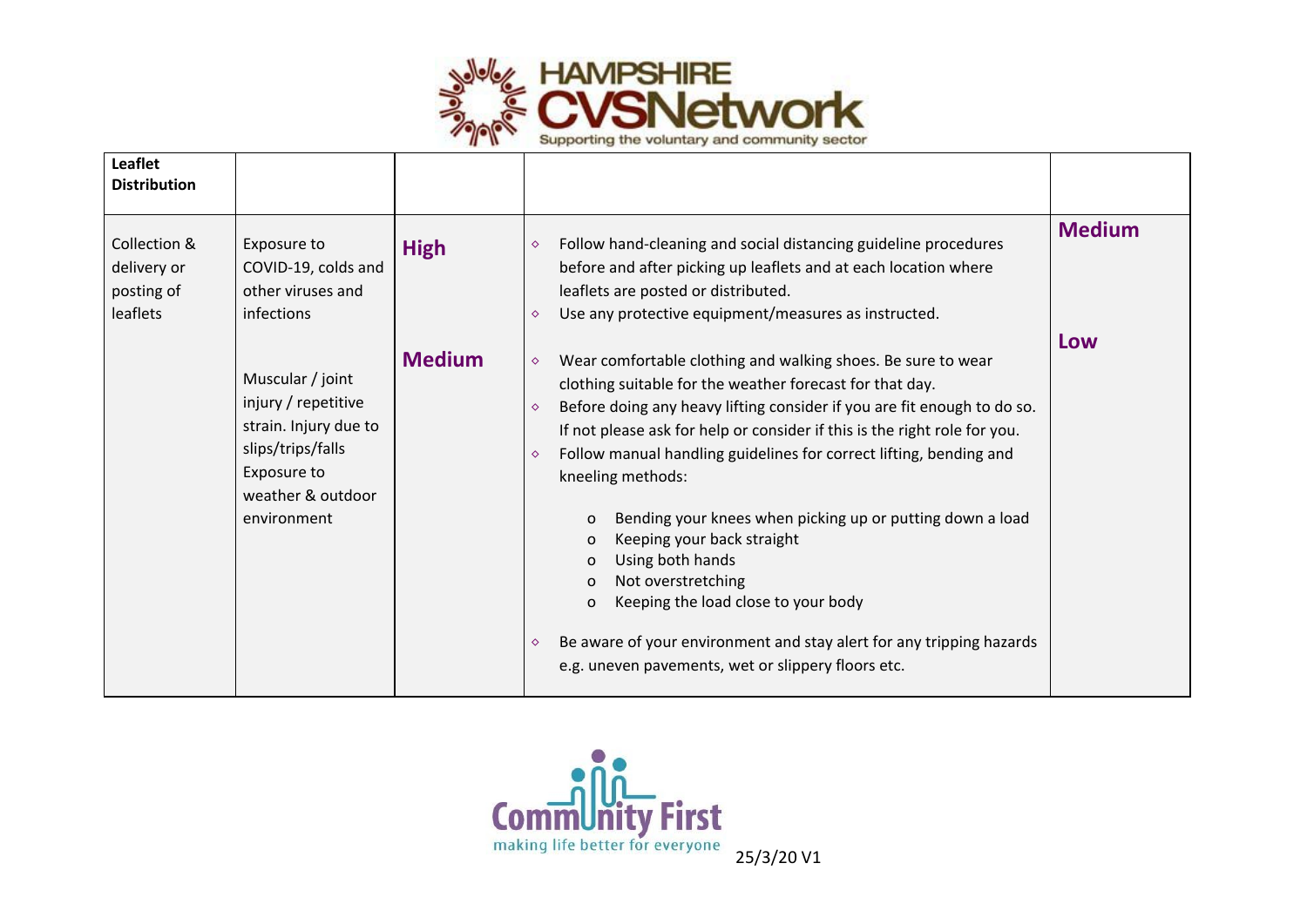| **Leaflet Distribution** | | | | |
|---|---|---|---|---|
| Collection & delivery or posting of leaflets | Exposure to COVID-19, colds and other viruses and infections | **High** | ◇ Follow hand-cleaning and social distancing guideline procedures before and after picking up leaflets and at each location where leaflets are posted or distributed.<br>◇ Use any protective equipment/measures as instructed. | **Medium** |
| | Muscular / joint injury / repetitive strain. Injury due to slips/trips/falls Exposure to weather & outdoor environment | **Medium** | ◇ Wear comfortable clothing and walking shoes. Be sure to wear clothing suitable for the weather forecast for that day.<br>◇ Before doing any heavy lifting consider if you are fit enough to do so. If not please ask for help or consider if this is the right role for you.<br>◇ Follow manual handling guidelines for correct lifting, bending and kneeling methods:<br>o Bending your knees when picking up or putting down a load<br>o Keeping your back straight<br>o Using both hands<br>o Not overstretching<br>o Keeping the load close to your body<br>◇ Be aware of your environment and stay alert for any tripping hazards e.g. uneven pavements, wet or slippery floors etc. | **Low** |

25/3/20 V1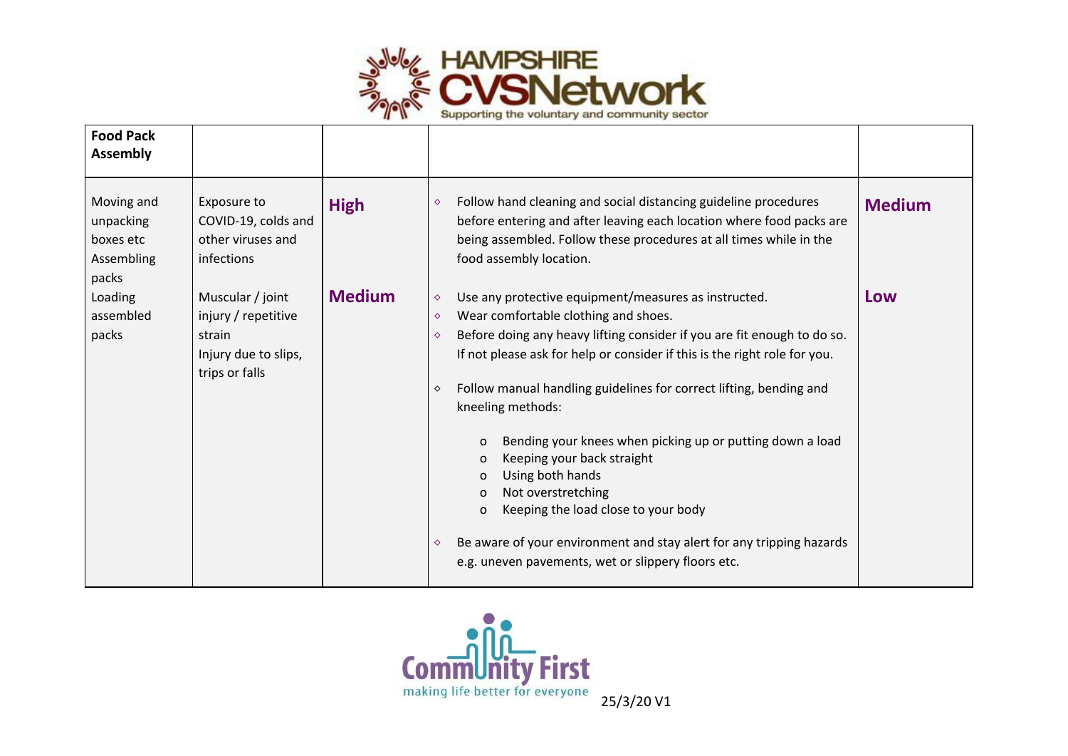| **Food Pack Assembly** | | | | |
|---|---|---|---|---|
| Moving and unpacking boxes etc<br>Assembling packs<br>Loading assembled packs | Exposure to COVID-19, colds and other viruses and infections | **High** | ◇ Follow hand cleaning and social distancing guideline procedures before entering and after leaving each location where food packs are being assembled. Follow these procedures at all times while in the food assembly location. | **Medium** |
| | Muscular / joint injury / repetitive strain<br>Injury due to slips, trips or falls | **Medium** | ◇ Use any protective equipment/measures as instructed.<br>◇ Wear comfortable clothing and shoes.<br>◇ Before doing any heavy lifting consider if you are fit enough to do so. If not please ask for help or consider if this is the right role for you.<br>◇ Follow manual handling guidelines for correct lifting, bending and kneeling methods:<br>o Bending your knees when picking up or putting down a load<br>o Keeping your back straight<br>o Using both hands<br>o Not overstretching<br>o Keeping the load close to your body<br>◇ Be aware of your environment and stay alert for any tripping hazards e.g. uneven pavements, wet or slippery floors etc. | **Low** |

25/3/20 V1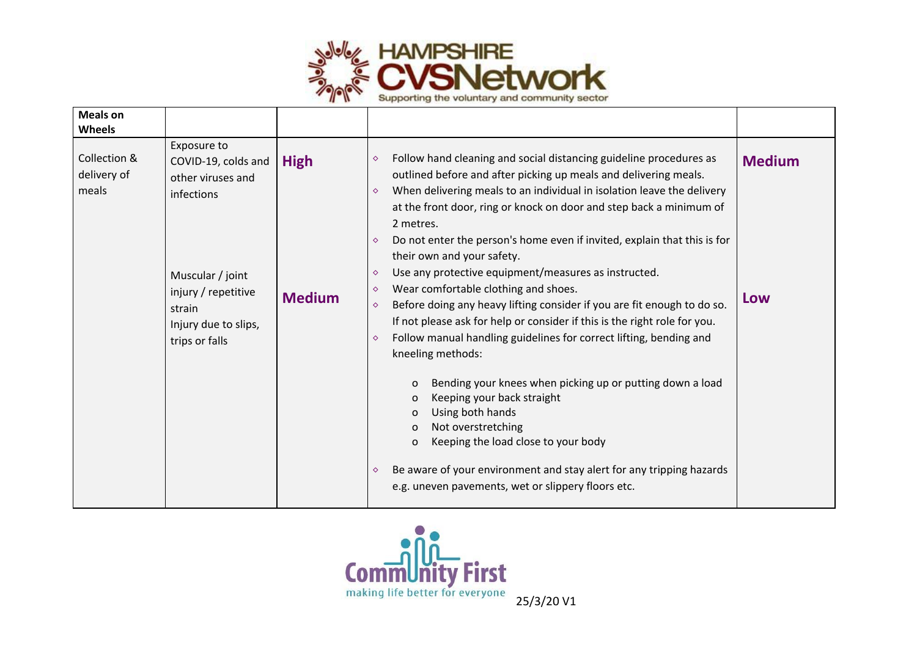| | | | | |
|---|---|---|---|---|
| **Meals on Wheels** | | | | |
| Collection & delivery of meals | Exposure to COVID-19, colds and other viruses and infections<br><br>Muscular / joint injury / repetitive strain<br>Injury due to slips, trips or falls | **High**<br><br>**Medium** | ◇ Follow hand cleaning and social distancing guideline procedures as outlined before and after picking up meals and delivering meals.<br>◇ When delivering meals to an individual in isolation leave the delivery at the front door, ring or knock on door and step back a minimum of 2 metres.<br>◇ Do not enter the person's home even if invited, explain that this is for their own and your safety.<br>◇ Use any protective equipment/measures as instructed.<br>◇ Wear comfortable clothing and shoes.<br>◇ Before doing any heavy lifting consider if you are fit enough to do so. If not please ask for help or consider if this is the right role for you.<br>◇ Follow manual handling guidelines for correct lifting, bending and kneeling methods:<br>o Bending your knees when picking up or putting down a load<br>o Keeping your back straight<br>o Using both hands<br>o Not overstretching<br>o Keeping the load close to your body<br>◇ Be aware of your environment and stay alert for any tripping hazards e.g. uneven pavements, wet or slippery floors etc. | **Medium**<br><br>**Low** |

25/3/20 V1